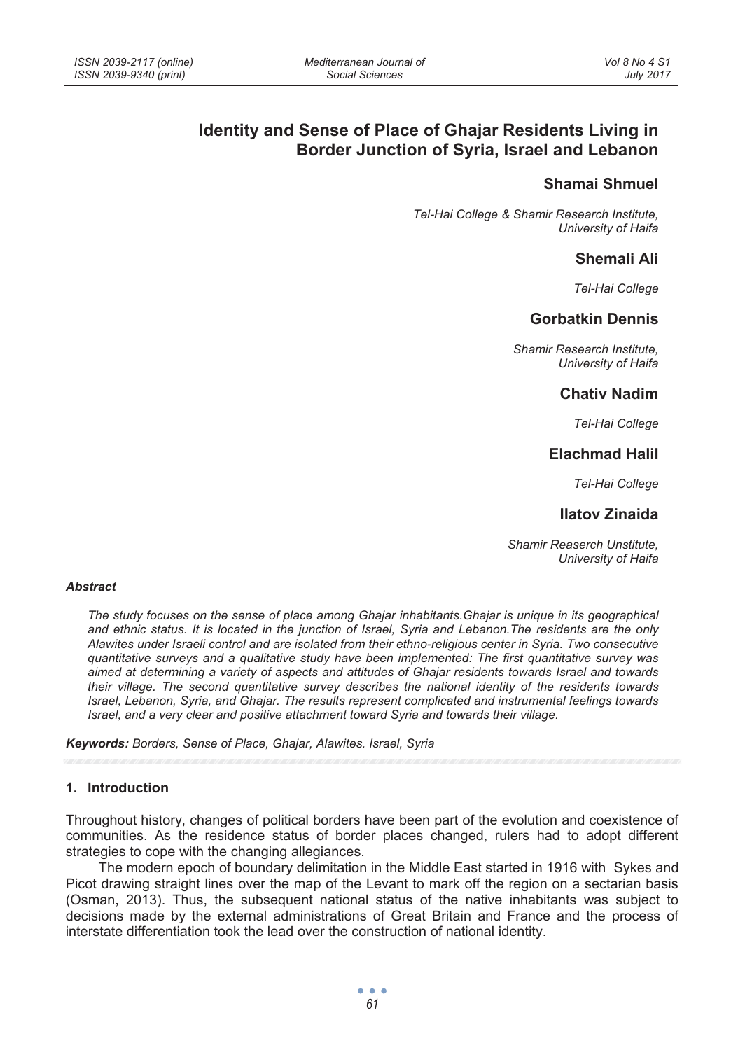# Identity and Sense of Place of Ghajar Residents Living in Border Junction of Syria, Israel and Lebanon

**Shamai Shmuel**

*Tel-Hai College & Shamir Research Institute, University of Haifa*

**Shemali Ali**

*Tel-Hai College*

**Gorbatkin Dennis**

*Shamir Research Institute, University of Haifa*

**Chativ Nadim**

*Tel-Hai College*

**Elachmad Halil**

*Tel-Hai College*

**Ilatov Zinaida**

*Shamir Reaserch Unstitute, University of Haifa*

***Abstract***

*The study focuses on the sense of place among Ghajar inhabitants.Ghajar is unique in its geographical and ethnic status. It is located in the junction of Israel, Syria and Lebanon.The residents are the only Alawites under Israeli control and are isolated from their ethno-religious center in Syria. Two consecutive quantitative surveys and a qualitative study have been implemented: The first quantitative survey was aimed at determining a variety of aspects and attitudes of Ghajar residents towards Israel and towards their village. The second quantitative survey describes the national identity of the residents towards Israel, Lebanon, Syria, and Ghajar. The results represent complicated and instrumental feelings towards Israel, and a very clear and positive attachment toward Syria and towards their village.*

***Keywords:*** *Borders, Sense of Place, Ghajar, Alawites. Israel, Syria*

## 1. Introduction

Throughout history, changes of political borders have been part of the evolution and coexistence of communities. As the residence status of border places changed, rulers had to adopt different strategies to cope with the changing allegiances.

The modern epoch of boundary delimitation in the Middle East started in 1916 with Sykes and Picot drawing straight lines over the map of the Levant to mark off the region on a sectarian basis (Osman, 2013). Thus, the subsequent national status of the native inhabitants was subject to decisions made by the external administrations of Great Britain and France and the process of interstate differentiation took the lead over the construction of national identity.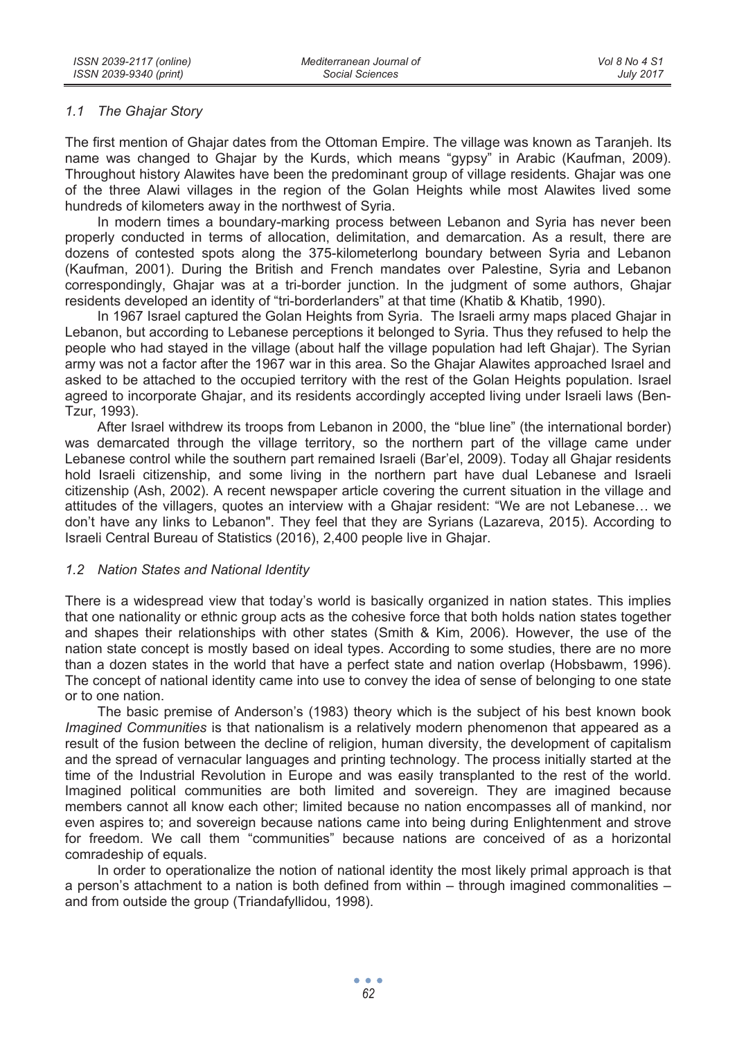### *1.1 The Ghajar Story*

The first mention of Ghajar dates from the Ottoman Empire. The village was known as Taranjeh. Its name was changed to Ghajar by the Kurds, which means "gypsy" in Arabic (Kaufman, 2009). Throughout history Alawites have been the predominant group of village residents. Ghajar was one of the three Alawi villages in the region of the Golan Heights while most Alawites lived some hundreds of kilometers away in the northwest of Syria.

In modern times a boundary-marking process between Lebanon and Syria has never been properly conducted in terms of allocation, delimitation, and demarcation. As a result, there are dozens of contested spots along the 375-kilometerlong boundary between Syria and Lebanon (Kaufman, 2001). During the British and French mandates over Palestine, Syria and Lebanon correspondingly, Ghajar was at a tri-border junction. In the judgment of some authors, Ghajar residents developed an identity of "tri-borderlanders" at that time (Khatib & Khatib, 1990).

In 1967 Israel captured the Golan Heights from Syria. The Israeli army maps placed Ghajar in Lebanon, but according to Lebanese perceptions it belonged to Syria. Thus they refused to help the people who had stayed in the village (about half the village population had left Ghajar). The Syrian army was not a factor after the 1967 war in this area. So the Ghajar Alawites approached Israel and asked to be attached to the occupied territory with the rest of the Golan Heights population. Israel agreed to incorporate Ghajar, and its residents accordingly accepted living under Israeli laws (Ben-Tzur, 1993).

After Israel withdrew its troops from Lebanon in 2000, the "blue line" (the international border) was demarcated through the village territory, so the northern part of the village came under Lebanese control while the southern part remained Israeli (Bar'el, 2009). Today all Ghajar residents hold Israeli citizenship, and some living in the northern part have dual Lebanese and Israeli citizenship (Ash, 2002). A recent newspaper article covering the current situation in the village and attitudes of the villagers, quotes an interview with a Ghajar resident: "We are not Lebanese… we don't have any links to Lebanon". They feel that they are Syrians (Lazareva, 2015). According to Israeli Central Bureau of Statistics (2016), 2,400 people live in Ghajar.

### *1.2 Nation States and National Identity*

There is a widespread view that today's world is basically organized in nation states. This implies that one nationality or ethnic group acts as the cohesive force that both holds nation states together and shapes their relationships with other states (Smith & Kim, 2006). However, the use of the nation state concept is mostly based on ideal types. According to some studies, there are no more than a dozen states in the world that have a perfect state and nation overlap (Hobsbawm, 1996). The concept of national identity came into use to convey the idea of sense of belonging to one state or to one nation.

The basic premise of Anderson's (1983) theory which is the subject of his best known book *Imagined Communities* is that nationalism is a relatively modern phenomenon that appeared as a result of the fusion between the decline of religion, human diversity, the development of capitalism and the spread of vernacular languages and printing technology. The process initially started at the time of the Industrial Revolution in Europe and was easily transplanted to the rest of the world. Imagined political communities are both limited and sovereign. They are imagined because members cannot all know each other; limited because no nation encompasses all of mankind, nor even aspires to; and sovereign because nations came into being during Enlightenment and strove for freedom. We call them "communities" because nations are conceived of as a horizontal comradeship of equals.

In order to operationalize the notion of national identity the most likely primal approach is that a person's attachment to a nation is both defined from within – through imagined commonalities – and from outside the group (Triandafyllidou, 1998).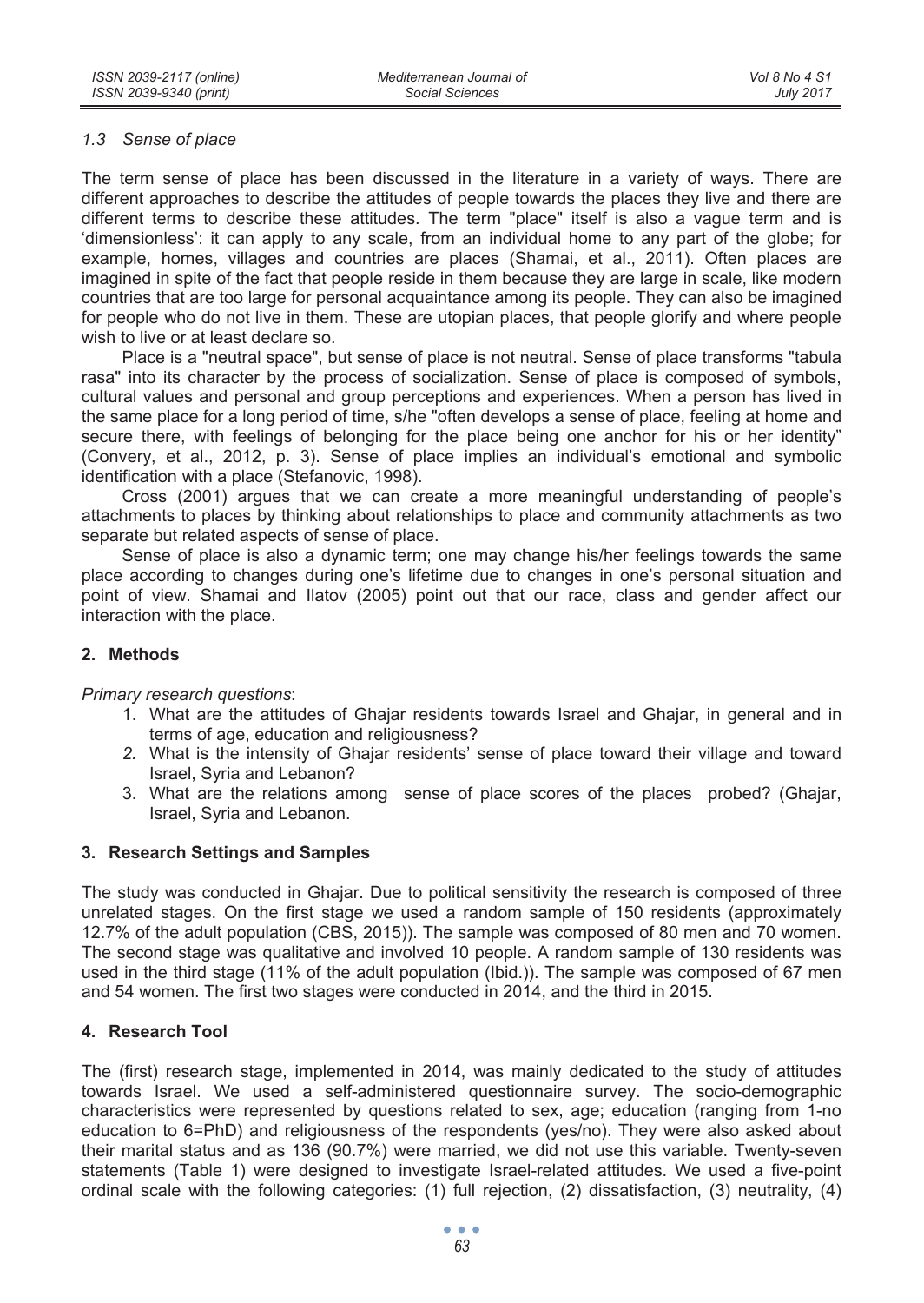### *1.3 Sense of place*

The term sense of place has been discussed in the literature in a variety of ways. There are different approaches to describe the attitudes of people towards the places they live and there are different terms to describe these attitudes. The term "place" itself is also a vague term and is 'dimensionless': it can apply to any scale, from an individual home to any part of the globe; for example, homes, villages and countries are places (Shamai, et al., 2011). Often places are imagined in spite of the fact that people reside in them because they are large in scale, like modern countries that are too large for personal acquaintance among its people. They can also be imagined for people who do not live in them. These are utopian places, that people glorify and where people wish to live or at least declare so.

Place is a "neutral space", but sense of place is not neutral. Sense of place transforms "tabula rasa" into its character by the process of socialization. Sense of place is composed of symbols, cultural values and personal and group perceptions and experiences. When a person has lived in the same place for a long period of time, s/he "often develops a sense of place, feeling at home and secure there, with feelings of belonging for the place being one anchor for his or her identity" (Convery, et al., 2012, p. 3). Sense of place implies an individual's emotional and symbolic identification with a place (Stefanovic, 1998).

Cross (2001) argues that we can create a more meaningful understanding of people's attachments to places by thinking about relationships to place and community attachments as two separate but related aspects of sense of place.

Sense of place is also a dynamic term; one may change his/her feelings towards the same place according to changes during one's lifetime due to changes in one's personal situation and point of view. Shamai and Ilatov (2005) point out that our race, class and gender affect our interaction with the place.

## 2. Methods

*Primary research questions*:

1. What are the attitudes of Ghajar residents towards Israel and Ghajar, in general and in terms of age, education and religiousness?
2. What is the intensity of Ghajar residents' sense of place toward their village and toward Israel, Syria and Lebanon?
3. What are the relations among sense of place scores of the places probed? (Ghajar, Israel, Syria and Lebanon.

## 3. Research Settings and Samples

The study was conducted in Ghajar. Due to political sensitivity the research is composed of three unrelated stages. On the first stage we used a random sample of 150 residents (approximately 12.7% of the adult population (CBS, 2015)). The sample was composed of 80 men and 70 women. The second stage was qualitative and involved 10 people. A random sample of 130 residents was used in the third stage (11% of the adult population (Ibid.)). The sample was composed of 67 men and 54 women. The first two stages were conducted in 2014, and the third in 2015.

## 4. Research Tool

The (first) research stage, implemented in 2014, was mainly dedicated to the study of attitudes towards Israel. We used a self-administered questionnaire survey. The socio-demographic characteristics were represented by questions related to sex, age; education (ranging from 1-no education to 6=PhD) and religiousness of the respondents (yes/no). They were also asked about their marital status and as 136 (90.7%) were married, we did not use this variable. Twenty-seven statements (Table 1) were designed to investigate Israel-related attitudes. We used a five-point ordinal scale with the following categories: (1) full rejection, (2) dissatisfaction, (3) neutrality, (4)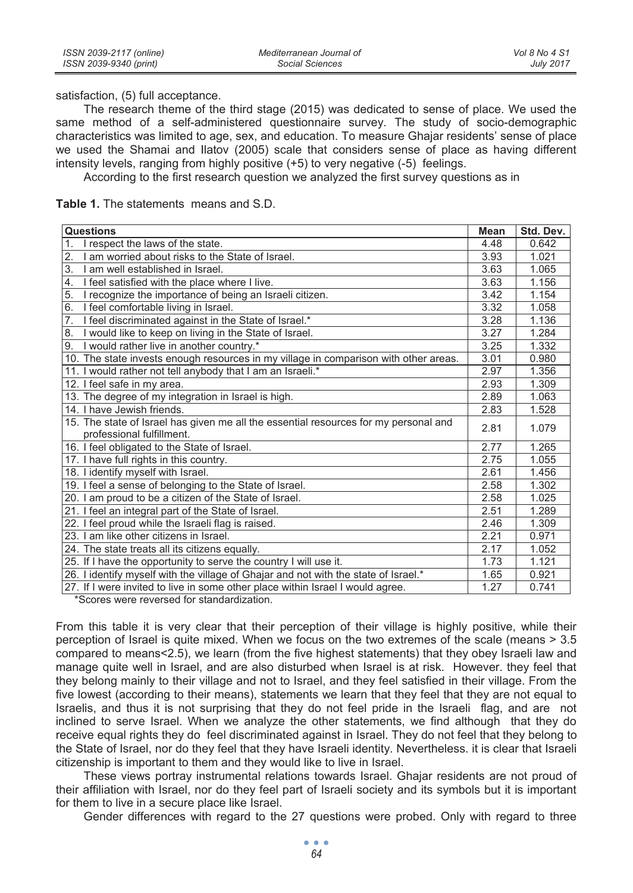satisfaction, (5) full acceptance.

The research theme of the third stage (2015) was dedicated to sense of place. We used the same method of a self-administered questionnaire survey. The study of socio-demographic characteristics was limited to age, sex, and education. To measure Ghajar residents' sense of place we used the Shamai and Ilatov (2005) scale that considers sense of place as having different intensity levels, ranging from highly positive (+5) to very negative (-5) feelings.

According to the first research question we analyzed the first survey questions as in

**Table 1.** The statements means and S.D.

| Questions | Mean | Std. Dev. |
|---|---|---|
| 1. I respect the laws of the state. | 4.48 | 0.642 |
| 2. I am worried about risks to the State of Israel. | 3.93 | 1.021 |
| 3. I am well established in Israel. | 3.63 | 1.065 |
| 4. I feel satisfied with the place where I live. | 3.63 | 1.156 |
| 5. I recognize the importance of being an Israeli citizen. | 3.42 | 1.154 |
| 6. I feel comfortable living in Israel. | 3.32 | 1.058 |
| 7. I feel discriminated against in the State of Israel.* | 3.28 | 1.136 |
| 8. I would like to keep on living in the State of Israel. | 3.27 | 1.284 |
| 9. I would rather live in another country.* | 3.25 | 1.332 |
| 10. The state invests enough resources in my village in comparison with other areas. | 3.01 | 0.980 |
| 11. I would rather not tell anybody that I am an Israeli.* | 2.97 | 1.356 |
| 12. I feel safe in my area. | 2.93 | 1.309 |
| 13. The degree of my integration in Israel is high. | 2.89 | 1.063 |
| 14. I have Jewish friends. | 2.83 | 1.528 |
| 15. The state of Israel has given me all the essential resources for my personal and professional fulfillment. | 2.81 | 1.079 |
| 16. I feel obligated to the State of Israel. | 2.77 | 1.265 |
| 17. I have full rights in this country. | 2.75 | 1.055 |
| 18. I identify myself with Israel. | 2.61 | 1.456 |
| 19. I feel a sense of belonging to the State of Israel. | 2.58 | 1.302 |
| 20. I am proud to be a citizen of the State of Israel. | 2.58 | 1.025 |
| 21. I feel an integral part of the State of Israel. | 2.51 | 1.289 |
| 22. I feel proud while the Israeli flag is raised. | 2.46 | 1.309 |
| 23. I am like other citizens in Israel. | 2.21 | 0.971 |
| 24. The state treats all its citizens equally. | 2.17 | 1.052 |
| 25. If I have the opportunity to serve the country I will use it. | 1.73 | 1.121 |
| 26. I identify myself with the village of Ghajar and not with the state of Israel.* | 1.65 | 0.921 |
| 27. If I were invited to live in some other place within Israel I would agree. | 1.27 | 0.741 |

*Scores were reversed for standardization.

From this table it is very clear that their perception of their village is highly positive, while their perception of Israel is quite mixed. When we focus on the two extremes of the scale (means > 3.5 compared to means<2.5), we learn (from the five highest statements) that they obey Israeli law and manage quite well in Israel, and are also disturbed when Israel is at risk. However. they feel that they belong mainly to their village and not to Israel, and they feel satisfied in their village. From the five lowest (according to their means), statements we learn that they feel that they are not equal to Israelis, and thus it is not surprising that they do not feel pride in the Israeli flag, and are not inclined to serve Israel. When we analyze the other statements, we find although that they do receive equal rights they do feel discriminated against in Israel. They do not feel that they belong to the State of Israel, nor do they feel that they have Israeli identity. Nevertheless. it is clear that Israeli citizenship is important to them and they would like to live in Israel.

These views portray instrumental relations towards Israel. Ghajar residents are not proud of their affiliation with Israel, nor do they feel part of Israeli society and its symbols but it is important for them to live in a secure place like Israel.

Gender differences with regard to the 27 questions were probed. Only with regard to three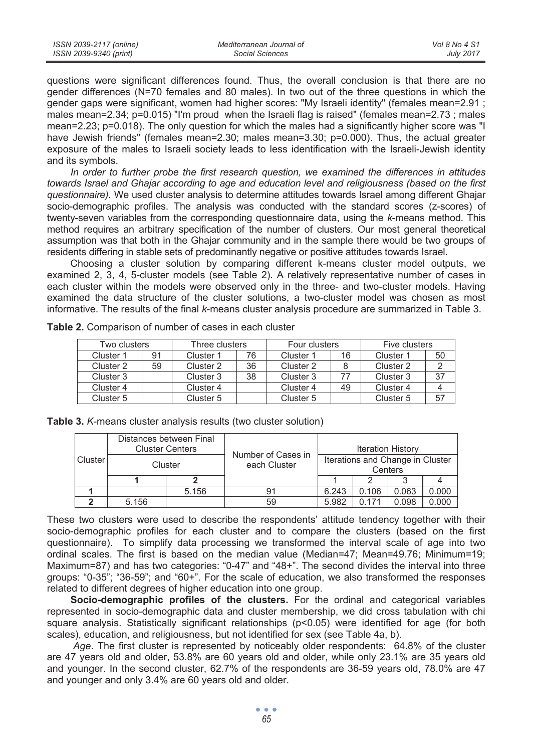questions were significant differences found. Thus, the overall conclusion is that there are no gender differences (N=70 females and 80 males). In two out of the three questions in which the gender gaps were significant, women had higher scores: "My Israeli identity" (females mean=2.91 ; males mean=2.34; p=0.015) "I'm proud when the Israeli flag is raised" (females mean=2.73 ; males mean=2.23; p=0.018). The only question for which the males had a significantly higher score was "I have Jewish friends" (females mean=2.30; males mean=3.30; p=0.000). Thus, the actual greater exposure of the males to Israeli society leads to less identification with the Israeli-Jewish identity and its symbols.

*In order to further probe the first research question, we examined the differences in attitudes towards Israel and Ghajar according to age and education level and religiousness (based on the first questionnaire).* We used cluster analysis to determine attitudes towards Israel among different Ghajar socio-demographic profiles. The analysis was conducted with the standard scores (z-scores) of twenty-seven variables from the corresponding questionnaire data, using the *k*-means method. This method requires an arbitrary specification of the number of clusters. Our most general theoretical assumption was that both in the Ghajar community and in the sample there would be two groups of residents differing in stable sets of predominantly negative or positive attitudes towards Israel.

Choosing a cluster solution by comparing different k-means cluster model outputs, we examined 2, 3, 4, 5-cluster models (see Table 2). A relatively representative number of cases in each cluster within the models were observed only in the three- and two-cluster models. Having examined the data structure of the cluster solutions, a two-cluster model was chosen as most informative. The results of the final *k*-means cluster analysis procedure are summarized in Table 3.

**Table 2.** Comparison of number of cases in each cluster

| Two clusters | | Three clusters | | Four clusters | | Five clusters | |
|---|---|---|---|---|---|---|---|
| Cluster 1 | 91 | Cluster 1 | 76 | Cluster 1 | 16 | Cluster 1 | 50 |
| Cluster 2 | 59 | Cluster 2 | 36 | Cluster 2 | 8 | Cluster 2 | 2 |
| Cluster 3 | | Cluster 3 | 38 | Cluster 3 | 77 | Cluster 3 | 37 |
| Cluster 4 | | Cluster 4 | | Cluster 4 | 49 | Cluster 4 | 4 |
| Cluster 5 | | Cluster 5 | | Cluster 5 | | Cluster 5 | 57 |

**Table 3.** *K*-means cluster analysis results (two cluster solution)

| Cluster | Distances between Final Cluster Centers | | Number of Cases in each Cluster | Iteration History | | | |
|---|---|---|---|---|---|---|---|
| | Cluster | | | Iterations and Change in Cluster Centers | | | |
| | 1 | 2 | | 1 | 2 | 3 | 4 |
| **1** | | 5.156 | 91 | 6.243 | 0.106 | 0.063 | 0.000 |
| **2** | 5.156 | | 59 | 5.982 | 0.171 | 0.098 | 0.000 |

These two clusters were used to describe the respondents' attitude tendency together with their socio-demographic profiles for each cluster and to compare the clusters (based on the first questionnaire). To simplify data processing we transformed the interval scale of age into two ordinal scales. The first is based on the median value (Median=47; Mean=49.76; Minimum=19; Maximum=87) and has two categories: "0-47" and "48+". The second divides the interval into three groups: "0-35"; "36-59"; and "60+". For the scale of education, we also transformed the responses related to different degrees of higher education into one group.

**Socio-demographic profiles of the clusters.** For the ordinal and categorical variables represented in socio-demographic data and cluster membership, we did cross tabulation with chi square analysis. Statistically significant relationships ($p<0.05$) were identified for age (for both scales), education, and religiousness, but not identified for sex (see Table 4a, b).

*Age*. The first cluster is represented by noticeably older respondents: 64.8% of the cluster are 47 years old and older, 53.8% are 60 years old and older, while only 23.1% are 35 years old and younger. In the second cluster, 62.7% of the respondents are 36-59 years old, 78.0% are 47 and younger and only 3.4% are 60 years old and older.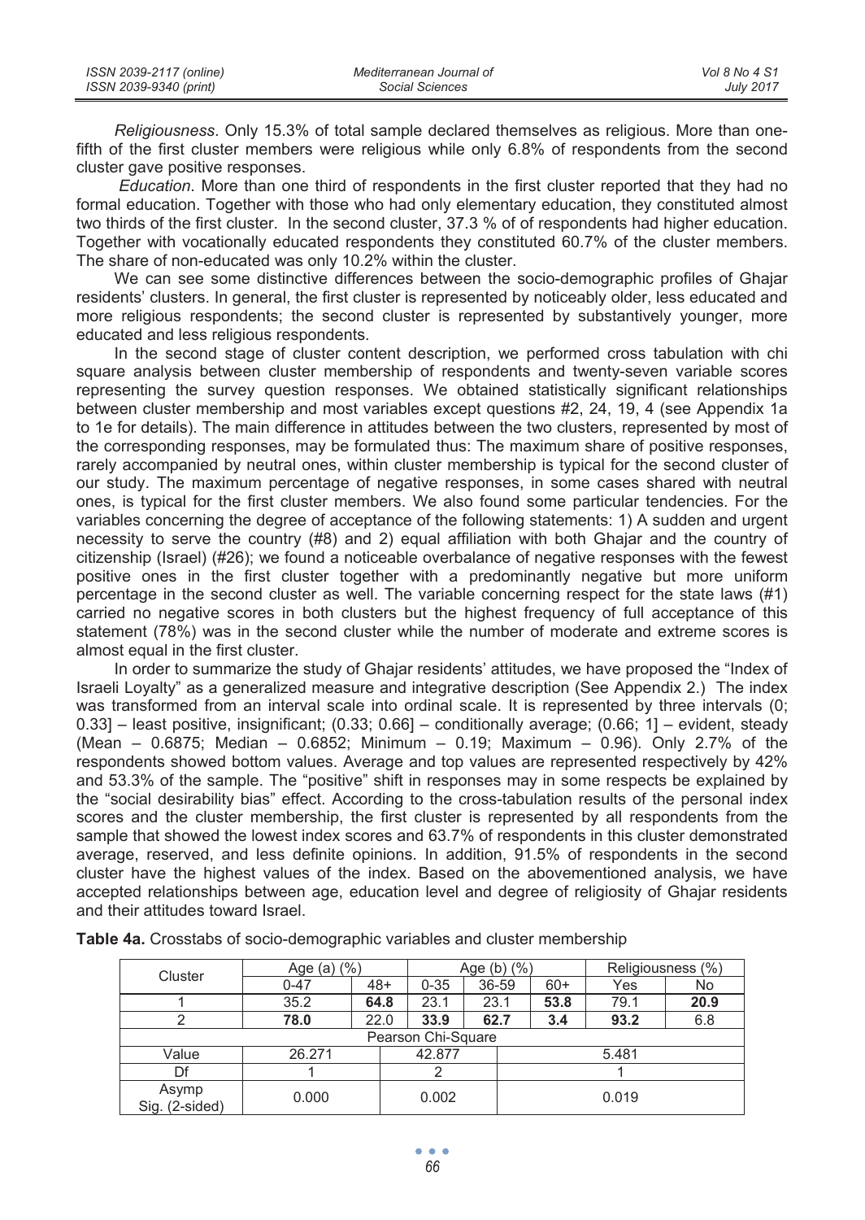*Religiousness*. Only 15.3% of total sample declared themselves as religious. More than one-fifth of the first cluster members were religious while only 6.8% of respondents from the second cluster gave positive responses.

*Education*. More than one third of respondents in the first cluster reported that they had no formal education. Together with those who had only elementary education, they constituted almost two thirds of the first cluster. In the second cluster, 37.3 % of of respondents had higher education. Together with vocationally educated respondents they constituted 60.7% of the cluster members. The share of non-educated was only 10.2% within the cluster.

We can see some distinctive differences between the socio-demographic profiles of Ghajar residents' clusters. In general, the first cluster is represented by noticeably older, less educated and more religious respondents; the second cluster is represented by substantively younger, more educated and less religious respondents.

In the second stage of cluster content description, we performed cross tabulation with chi square analysis between cluster membership of respondents and twenty-seven variable scores representing the survey question responses. We obtained statistically significant relationships between cluster membership and most variables except questions #2, 24, 19, 4 (see Appendix 1a to 1e for details). The main difference in attitudes between the two clusters, represented by most of the corresponding responses, may be formulated thus: The maximum share of positive responses, rarely accompanied by neutral ones, within cluster membership is typical for the second cluster of our study. The maximum percentage of negative responses, in some cases shared with neutral ones, is typical for the first cluster members. We also found some particular tendencies. For the variables concerning the degree of acceptance of the following statements: 1) A sudden and urgent necessity to serve the country (#8) and 2) equal affiliation with both Ghajar and the country of citizenship (Israel) (#26); we found a noticeable overbalance of negative responses with the fewest positive ones in the first cluster together with a predominantly negative but more uniform percentage in the second cluster as well. The variable concerning respect for the state laws (#1) carried no negative scores in both clusters but the highest frequency of full acceptance of this statement (78%) was in the second cluster while the number of moderate and extreme scores is almost equal in the first cluster.

In order to summarize the study of Ghajar residents' attitudes, we have proposed the "Index of Israeli Loyalty" as a generalized measure and integrative description (See Appendix 2.) The index was transformed from an interval scale into ordinal scale. It is represented by three intervals (0; 0.33] – least positive, insignificant; (0.33; 0.66] – conditionally average; (0.66; 1] – evident, steady (Mean – 0.6875; Median – 0.6852; Minimum – 0.19; Maximum – 0.96). Only 2.7% of the respondents showed bottom values. Average and top values are represented respectively by 42% and 53.3% of the sample. The "positive" shift in responses may in some respects be explained by the "social desirability bias" effect. According to the cross-tabulation results of the personal index scores and the cluster membership, the first cluster is represented by all respondents from the sample that showed the lowest index scores and 63.7% of respondents in this cluster demonstrated average, reserved, and less definite opinions. In addition, 91.5% of respondents in the second cluster have the highest values of the index. Based on the abovementioned analysis, we have accepted relationships between age, education level and degree of religiosity of Ghajar residents and their attitudes toward Israel.

**Table 4a.** Crosstabs of socio-demographic variables and cluster membership

| Cluster | Age (a) (%) | | Age (b) (%) | | | Religiousness (%) | |
|---|---|---|---|---|---|---|---|
| | 0-47 | 48+ | 0-35 | 36-59 | 60+ | Yes | No |
| 1 | 35.2 | **64.8** | 23.1 | 23.1 | **53.8** | 79.1 | **20.9** |
| 2 | **78.0** | 22.0 | **33.9** | **62.7** | **3.4** | **93.2** | 6.8 |
| Pearson Chi-Square | | | | | | | |
| Value | 26.271 | | 42.877 | | | 5.481 | |
| Df | 1 | | 2 | | | 1 | |
| Asymp Sig. (2-sided) | 0.000 | | 0.002 | | | 0.019 | |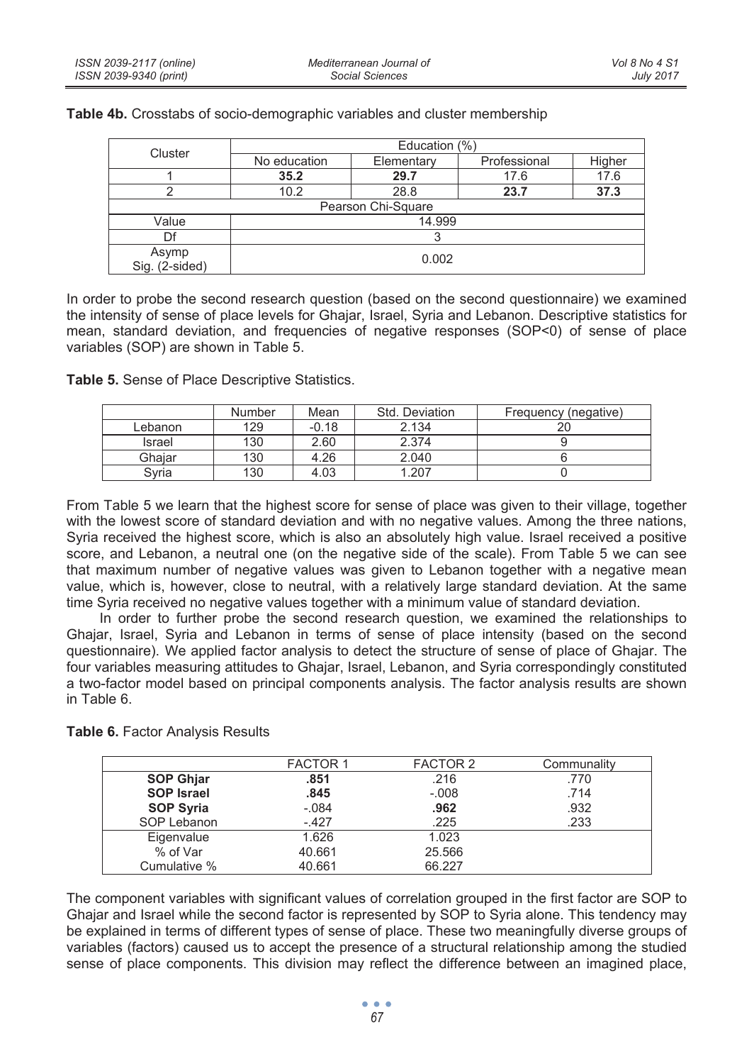**Table 4b.** Crosstabs of socio-demographic variables and cluster membership

| Cluster | Education (%) | | | |
|---|---|---|---|---|
| | No education | Elementary | Professional | Higher |
| 1 | **35.2** | **29.7** | 17.6 | 17.6 |
| 2 | 10.2 | 28.8 | **23.7** | **37.3** |
| | Pearson Chi-Square | | | |
| Value | 14.999 | | | |
| Df | 3 | | | |
| Asymp Sig. (2-sided) | 0.002 | | | |

In order to probe the second research question (based on the second questionnaire) we examined the intensity of sense of place levels for Ghajar, Israel, Syria and Lebanon. Descriptive statistics for mean, standard deviation, and frequencies of negative responses (SOP<0) of sense of place variables (SOP) are shown in Table 5.

**Table 5.** Sense of Place Descriptive Statistics.

| | Number | Mean | Std. Deviation | Frequency (negative) |
|---|---|---|---|---|
| Lebanon | 129 | -0.18 | 2.134 | 20 |
| Israel | 130 | 2.60 | 2.374 | 9 |
| Ghajar | 130 | 4.26 | 2.040 | 6 |
| Syria | 130 | 4.03 | 1.207 | 0 |

From Table 5 we learn that the highest score for sense of place was given to their village, together with the lowest score of standard deviation and with no negative values. Among the three nations, Syria received the highest score, which is also an absolutely high value. Israel received a positive score, and Lebanon, a neutral one (on the negative side of the scale). From Table 5 we can see that maximum number of negative values was given to Lebanon together with a negative mean value, which is, however, close to neutral, with a relatively large standard deviation. At the same time Syria received no negative values together with a minimum value of standard deviation.

In order to further probe the second research question, we examined the relationships to Ghajar, Israel, Syria and Lebanon in terms of sense of place intensity (based on the second questionnaire). We applied factor analysis to detect the structure of sense of place of Ghajar. The four variables measuring attitudes to Ghajar, Israel, Lebanon, and Syria correspondingly constituted a two-factor model based on principal components analysis. The factor analysis results are shown in Table 6.

**Table 6.** Factor Analysis Results

| | FACTOR 1 | FACTOR 2 | Communality |
|---|---|---|---|
| **SOP Ghjar** | **.851** | .216 | .770 |
| **SOP Israel** | **.845** | -.008 | .714 |
| **SOP Syria** | -.084 | **.962** | .932 |
| SOP Lebanon | -.427 | .225 | .233 |
| Eigenvalue | 1.626 | 1.023 | |
| % of Var | 40.661 | 25.566 | |
| Cumulative % | 40.661 | 66.227 | |

The component variables with significant values of correlation grouped in the first factor are SOP to Ghajar and Israel while the second factor is represented by SOP to Syria alone. This tendency may be explained in terms of different types of sense of place. These two meaningfully diverse groups of variables (factors) caused us to accept the presence of a structural relationship among the studied sense of place components. This division may reflect the difference between an imagined place,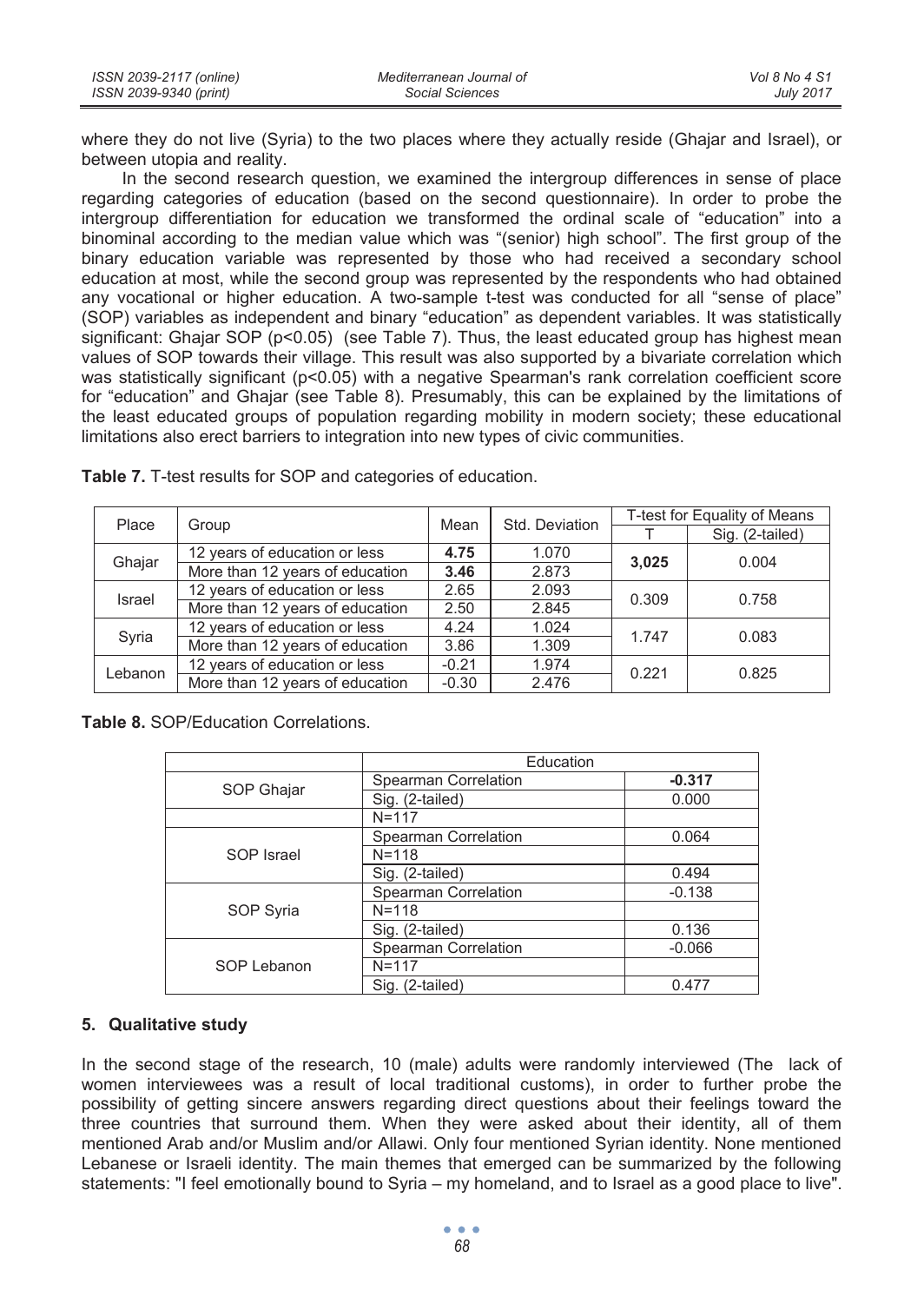where they do not live (Syria) to the two places where they actually reside (Ghajar and Israel), or between utopia and reality.

In the second research question, we examined the intergroup differences in sense of place regarding categories of education (based on the second questionnaire). In order to probe the intergroup differentiation for education we transformed the ordinal scale of "education" into a binominal according to the median value which was "(senior) high school". The first group of the binary education variable was represented by those who had received a secondary school education at most, while the second group was represented by the respondents who had obtained any vocational or higher education. A two-sample t-test was conducted for all "sense of place" (SOP) variables as independent and binary "education" as dependent variables. It was statistically significant: Ghajar SOP ($p<0.05$) (see Table 7). Thus, the least educated group has highest mean values of SOP towards their village. This result was also supported by a bivariate correlation which was statistically significant ($p<0.05$) with a negative Spearman's rank correlation coefficient score for "education" and Ghajar (see Table 8). Presumably, this can be explained by the limitations of the least educated groups of population regarding mobility in modern society; these educational limitations also erect barriers to integration into new types of civic communities.

**Table 7.** T-test results for SOP and categories of education.

| Place | Group | Mean | Std. Deviation | T-test for Equality of Means | |
|---|---|---|---|---|---|
| | | | | T | Sig. (2-tailed) |
| Ghajar | 12 years of education or less | **4.75** | 1.070 | **3,025** | 0.004 |
| | More than 12 years of education | **3.46** | 2.873 | | |
| Israel | 12 years of education or less | 2.65 | 2.093 | 0.309 | 0.758 |
| | More than 12 years of education | 2.50 | 2.845 | | |
| Syria | 12 years of education or less | 4.24 | 1.024 | 1.747 | 0.083 |
| | More than 12 years of education | 3.86 | 1.309 | | |
| Lebanon | 12 years of education or less | -0.21 | 1.974 | 0.221 | 0.825 |
| | More than 12 years of education | -0.30 | 2.476 | | |

**Table 8.** SOP/Education Correlations.

| | Education | |
|---|---|---|
| SOP Ghajar | Spearman Correlation | **-0.317** |
| | Sig. (2-tailed) | 0.000 |
| | N=117 | |
| SOP Israel | Spearman Correlation | 0.064 |
| | N=118 | |
| | Sig. (2-tailed) | 0.494 |
| SOP Syria | Spearman Correlation | -0.138 |
| | N=118 | |
| | Sig. (2-tailed) | 0.136 |
| SOP Lebanon | Spearman Correlation | -0.066 |
| | N=117 | |
| | Sig. (2-tailed) | 0.477 |

## 5. Qualitative study

In the second stage of the research, 10 (male) adults were randomly interviewed (The lack of women interviewees was a result of local traditional customs), in order to further probe the possibility of getting sincere answers regarding direct questions about their feelings toward the three countries that surround them. When they were asked about their identity, all of them mentioned Arab and/or Muslim and/or Allawi. Only four mentioned Syrian identity. None mentioned Lebanese or Israeli identity. The main themes that emerged can be summarized by the following statements: "I feel emotionally bound to Syria – my homeland, and to Israel as a good place to live".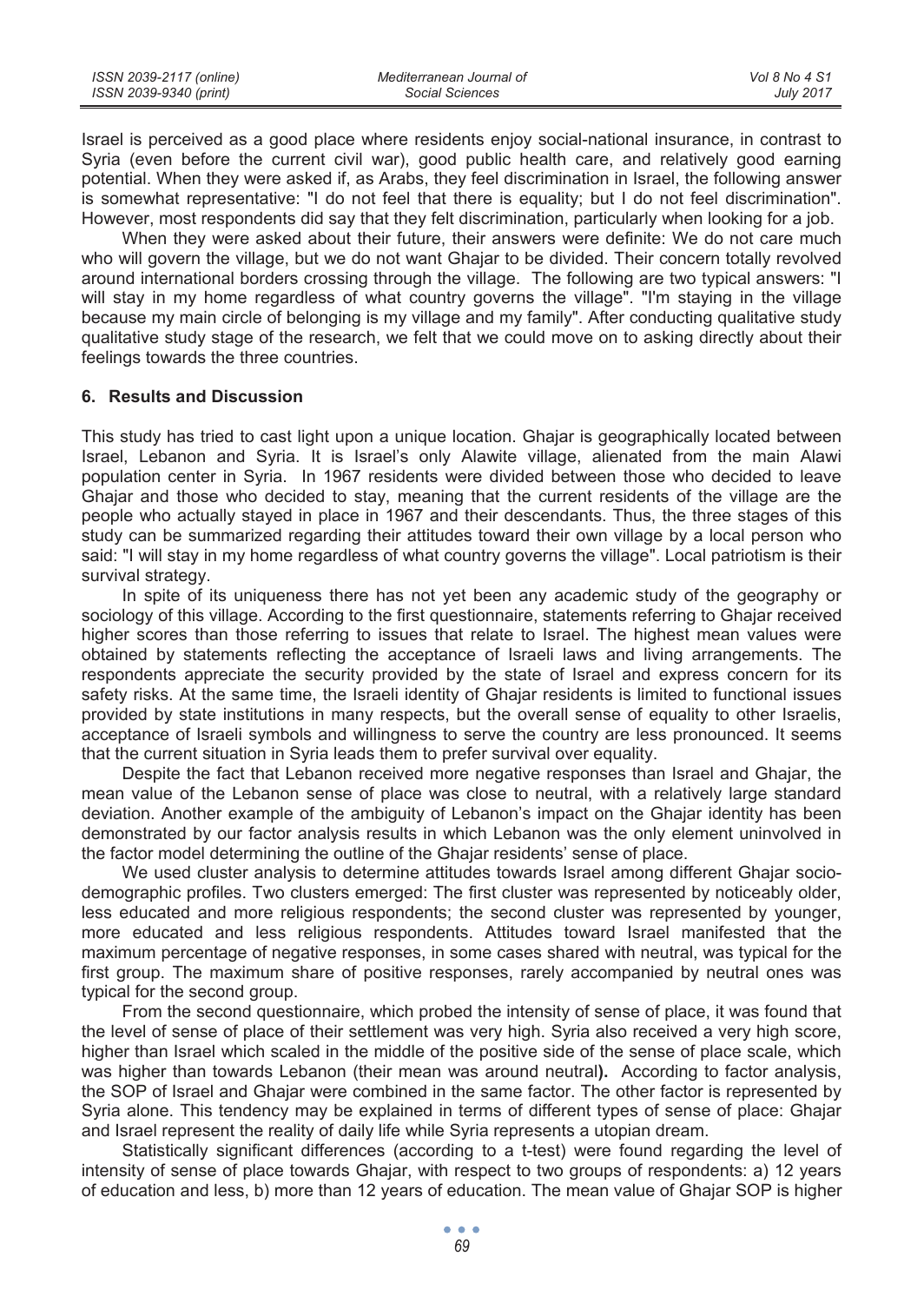Israel is perceived as a good place where residents enjoy social-national insurance, in contrast to Syria (even before the current civil war), good public health care, and relatively good earning potential. When they were asked if, as Arabs, they feel discrimination in Israel, the following answer is somewhat representative: "I do not feel that there is equality; but I do not feel discrimination". However, most respondents did say that they felt discrimination, particularly when looking for a job.

When they were asked about their future, their answers were definite: We do not care much who will govern the village, but we do not want Ghajar to be divided. Their concern totally revolved around international borders crossing through the village. The following are two typical answers: "I will stay in my home regardless of what country governs the village". "I'm staying in the village because my main circle of belonging is my village and my family". After conducting qualitative study qualitative study stage of the research, we felt that we could move on to asking directly about their feelings towards the three countries.

## 6. Results and Discussion

This study has tried to cast light upon a unique location. Ghajar is geographically located between Israel, Lebanon and Syria. It is Israel's only Alawite village, alienated from the main Alawi population center in Syria. In 1967 residents were divided between those who decided to leave Ghajar and those who decided to stay, meaning that the current residents of the village are the people who actually stayed in place in 1967 and their descendants. Thus, the three stages of this study can be summarized regarding their attitudes toward their own village by a local person who said: "I will stay in my home regardless of what country governs the village". Local patriotism is their survival strategy.

In spite of its uniqueness there has not yet been any academic study of the geography or sociology of this village. According to the first questionnaire, statements referring to Ghajar received higher scores than those referring to issues that relate to Israel. The highest mean values were obtained by statements reflecting the acceptance of Israeli laws and living arrangements. The respondents appreciate the security provided by the state of Israel and express concern for its safety risks. At the same time, the Israeli identity of Ghajar residents is limited to functional issues provided by state institutions in many respects, but the overall sense of equality to other Israelis, acceptance of Israeli symbols and willingness to serve the country are less pronounced. It seems that the current situation in Syria leads them to prefer survival over equality.

Despite the fact that Lebanon received more negative responses than Israel and Ghajar, the mean value of the Lebanon sense of place was close to neutral, with a relatively large standard deviation. Another example of the ambiguity of Lebanon's impact on the Ghajar identity has been demonstrated by our factor analysis results in which Lebanon was the only element uninvolved in the factor model determining the outline of the Ghajar residents' sense of place.

We used cluster analysis to determine attitudes towards Israel among different Ghajar socio-demographic profiles. Two clusters emerged: The first cluster was represented by noticeably older, less educated and more religious respondents; the second cluster was represented by younger, more educated and less religious respondents. Attitudes toward Israel manifested that the maximum percentage of negative responses, in some cases shared with neutral, was typical for the first group. The maximum share of positive responses, rarely accompanied by neutral ones was typical for the second group.

From the second questionnaire, which probed the intensity of sense of place, it was found that the level of sense of place of their settlement was very high. Syria also received a very high score, higher than Israel which scaled in the middle of the positive side of the sense of place scale, which was higher than towards Lebanon (their mean was around neutral**).** According to factor analysis, the SOP of Israel and Ghajar were combined in the same factor. The other factor is represented by Syria alone. This tendency may be explained in terms of different types of sense of place: Ghajar and Israel represent the reality of daily life while Syria represents a utopian dream.

Statistically significant differences (according to a t-test) were found regarding the level of intensity of sense of place towards Ghajar, with respect to two groups of respondents: a) 12 years of education and less, b) more than 12 years of education. The mean value of Ghajar SOP is higher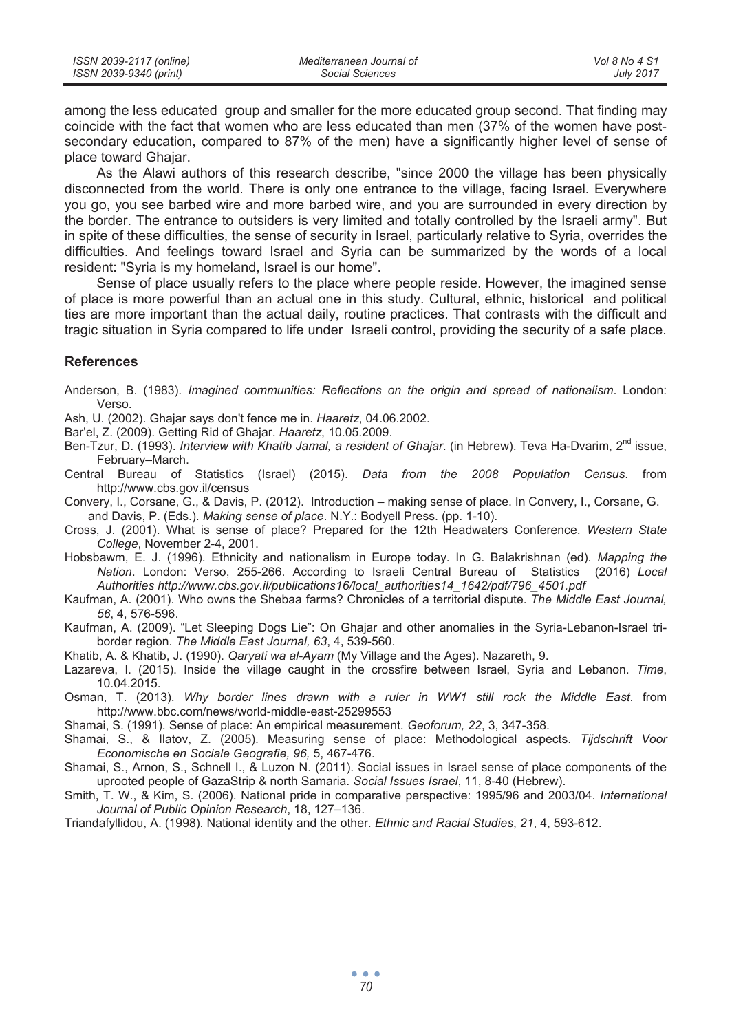among the less educated group and smaller for the more educated group second. That finding may coincide with the fact that women who are less educated than men (37% of the women have post-secondary education, compared to 87% of the men) have a significantly higher level of sense of place toward Ghajar.

As the Alawi authors of this research describe, "since 2000 the village has been physically disconnected from the world. There is only one entrance to the village, facing Israel. Everywhere you go, you see barbed wire and more barbed wire, and you are surrounded in every direction by the border. The entrance to outsiders is very limited and totally controlled by the Israeli army". But in spite of these difficulties, the sense of security in Israel, particularly relative to Syria, overrides the difficulties. And feelings toward Israel and Syria can be summarized by the words of a local resident: "Syria is my homeland, Israel is our home".

Sense of place usually refers to the place where people reside. However, the imagined sense of place is more powerful than an actual one in this study. Cultural, ethnic, historical and political ties are more important than the actual daily, routine practices. That contrasts with the difficult and tragic situation in Syria compared to life under Israeli control, providing the security of a safe place.

## References

Anderson, B. (1983). *Imagined communities: Reflections on the origin and spread of nationalism*. London: Verso.

Ash, U. (2002). Ghajar says don't fence me in. *Haaretz*, 04.06.2002.

Bar'el, Z. (2009). Getting Rid of Ghajar. *Haaretz*, 10.05.2009.

Ben-Tzur, D. (1993). *Interview with Khatib Jamal, a resident of Ghajar*. (in Hebrew). Teva Ha-Dvarim, 2nd issue, February–March.

Central Bureau of Statistics (Israel) (2015). *Data from the 2008 Population Census*. from http://www.cbs.gov.il/census

Convery, I., Corsane, G., & Davis, P. (2012). Introduction – making sense of place. In Convery, I., Corsane, G. and Davis, P. (Eds.). *Making sense of place*. N.Y.: Bodyell Press. (pp. 1-10).

Cross, J. (2001). What is sense of place? Prepared for the 12th Headwaters Conference. *Western State College*, November 2-4, 2001.

Hobsbawm, E. J. (1996). Ethnicity and nationalism in Europe today. In G. Balakrishnan (ed). *Mapping the Nation*. London: Verso, 255-266. According to Israeli Central Bureau of Statistics (2016) *Local Authorities http://www.cbs.gov.il/publications16/local_authorities14_1642/pdf/796_4501.pdf*

Kaufman, A. (2001). Who owns the Shebaa farms? Chronicles of a territorial dispute. *The Middle East Journal, 56*, 4, 576-596.

Kaufman, A. (2009). "Let Sleeping Dogs Lie": On Ghajar and other anomalies in the Syria-Lebanon-Israel tri-border region. *The Middle East Journal, 63*, 4, 539-560.

Khatib, A. & Khatib, J. (1990). *Qaryati wa al-Ayam* (My Village and the Ages). Nazareth, 9.

Lazareva, I. (2015). Inside the village caught in the crossfire between Israel, Syria and Lebanon. *Time*, 10.04.2015.

Osman, T. (2013). *Why border lines drawn with a ruler in WW1 still rock the Middle East*. from http://www.bbc.com/news/world-middle-east-25299553

Shamai, S. (1991). Sense of place: An empirical measurement. *Geoforum, 22*, 3, 347-358.

Shamai, S., & Ilatov, Z. (2005). Measuring sense of place: Methodological aspects. *Tijdschrift Voor Economische en Sociale Geografie, 96,* 5, 467-476.

Shamai, S., Arnon, S., Schnell I., & Luzon N. (2011). Social issues in Israel sense of place components of the uprooted people of GazaStrip & north Samaria. *Social Issues Israel*, 11, 8-40 (Hebrew).

Smith, T. W., & Kim, S. (2006). National pride in comparative perspective: 1995/96 and 2003/04. *International Journal of Public Opinion Research*, 18, 127–136.

Triandafyllidou, A. (1998). National identity and the other. *Ethnic and Racial Studies*, *21*, 4, 593-612.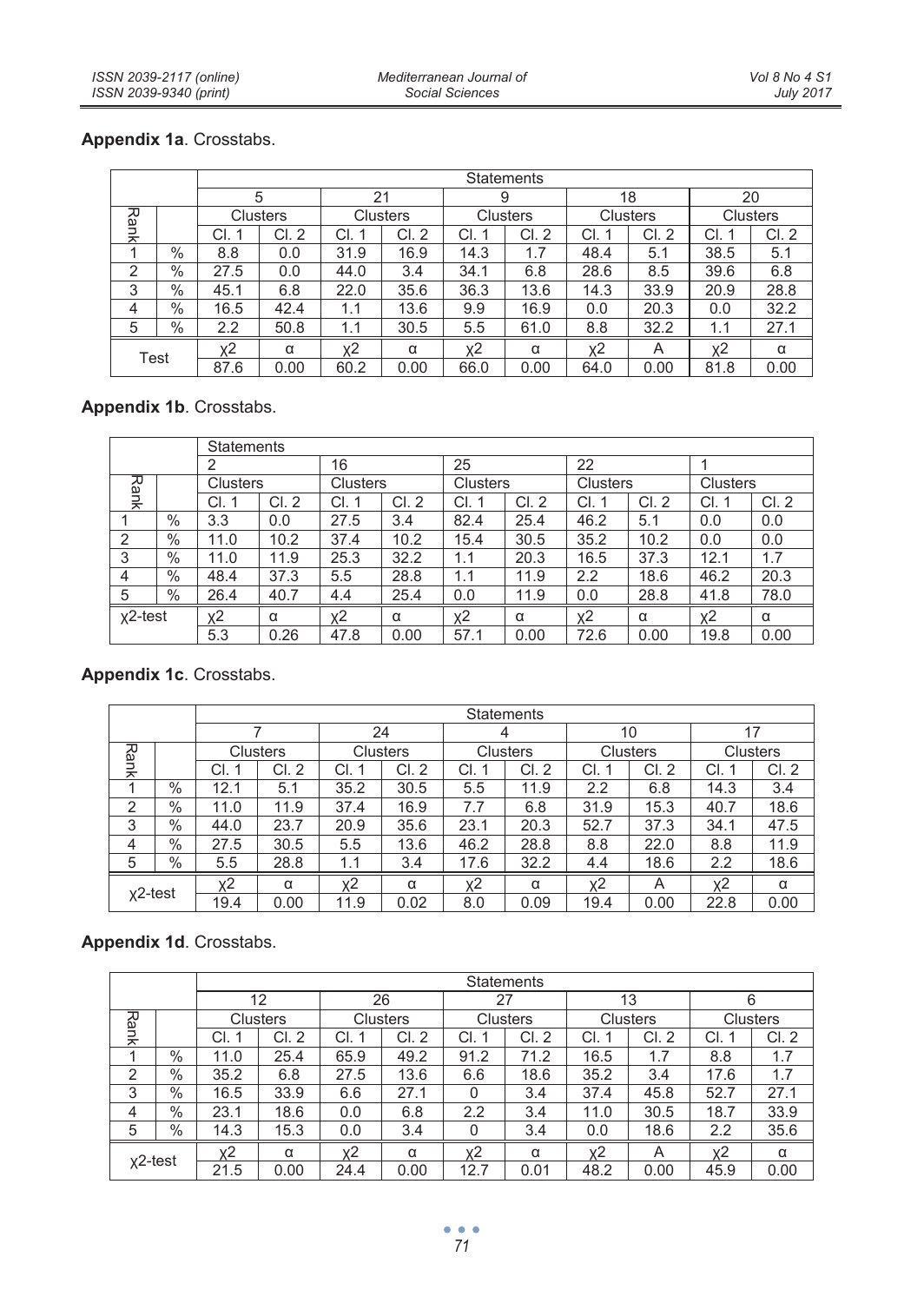**Appendix 1a**. Crosstabs.

| | | Statements | | | | | | | | | |
|---|---|---|---|---|---|---|---|---|---|---|---|
| | | 5 | | 21 | | 9 | | 18 | | 20 | |
| Rank | | Clusters | | Clusters | | Clusters | | Clusters | | Clusters | |
| | | Cl. 1 | Cl. 2 | Cl. 1 | Cl. 2 | Cl. 1 | Cl. 2 | Cl. 1 | Cl. 2 | Cl. 1 | Cl. 2 |
| 1 | % | 8.8 | 0.0 | 31.9 | 16.9 | 14.3 | 1.7 | 48.4 | 5.1 | 38.5 | 5.1 |
| 2 | % | 27.5 | 0.0 | 44.0 | 3.4 | 34.1 | 6.8 | 28.6 | 8.5 | 39.6 | 6.8 |
| 3 | % | 45.1 | 6.8 | 22.0 | 35.6 | 36.3 | 13.6 | 14.3 | 33.9 | 20.9 | 28.8 |
| 4 | % | 16.5 | 42.4 | 1.1 | 13.6 | 9.9 | 16.9 | 0.0 | 20.3 | 0.0 | 32.2 |
| 5 | % | 2.2 | 50.8 | 1.1 | 30.5 | 5.5 | 61.0 | 8.8 | 32.2 | 1.1 | 27.1 |
| Test | | $\chi^2$ | α | $\chi^2$ | α | $\chi^2$ | α | $\chi^2$ | A | $\chi^2$ | α |
| | | 87.6 | 0.00 | 60.2 | 0.00 | 66.0 | 0.00 | 64.0 | 0.00 | 81.8 | 0.00 |

**Appendix 1b**. Crosstabs.

| | | Statements | | | | | | | | | |
|---|---|---|---|---|---|---|---|---|---|---|---|
| | | 2 | | 16 | | 25 | | 22 | | 1 | |
| Rank | | Clusters | | Clusters | | Clusters | | Clusters | | Clusters | |
| | | Cl. 1 | Cl. 2 | Cl. 1 | Cl. 2 | Cl. 1 | Cl. 2 | Cl. 1 | Cl. 2 | Cl. 1 | Cl. 2 |
| 1 | % | 3.3 | 0.0 | 27.5 | 3.4 | 82.4 | 25.4 | 46.2 | 5.1 | 0.0 | 0.0 |
| 2 | % | 11.0 | 10.2 | 37.4 | 10.2 | 15.4 | 30.5 | 35.2 | 10.2 | 0.0 | 0.0 |
| 3 | % | 11.0 | 11.9 | 25.3 | 32.2 | 1.1 | 20.3 | 16.5 | 37.3 | 12.1 | 1.7 |
| 4 | % | 48.4 | 37.3 | 5.5 | 28.8 | 1.1 | 11.9 | 2.2 | 18.6 | 46.2 | 20.3 |
| 5 | % | 26.4 | 40.7 | 4.4 | 25.4 | 0.0 | 11.9 | 0.0 | 28.8 | 41.8 | 78.0 |
| $\chi^2$-test | | $\chi^2$ | α | $\chi^2$ | α | $\chi^2$ | α | $\chi^2$ | α | $\chi^2$ | α |
| | | 5.3 | 0.26 | 47.8 | 0.00 | 57.1 | 0.00 | 72.6 | 0.00 | 19.8 | 0.00 |

**Appendix 1c**. Crosstabs.

| | | Statements | | | | | | | | | |
|---|---|---|---|---|---|---|---|---|---|---|---|
| | | 7 | | 24 | | 4 | | 10 | | 17 | |
| Rank | | Clusters | | Clusters | | Clusters | | Clusters | | Clusters | |
| | | Cl. 1 | Cl. 2 | Cl. 1 | Cl. 2 | Cl. 1 | Cl. 2 | Cl. 1 | Cl. 2 | Cl. 1 | Cl. 2 |
| 1 | % | 12.1 | 5.1 | 35.2 | 30.5 | 5.5 | 11.9 | 2.2 | 6.8 | 14.3 | 3.4 |
| 2 | % | 11.0 | 11.9 | 37.4 | 16.9 | 7.7 | 6.8 | 31.9 | 15.3 | 40.7 | 18.6 |
| 3 | % | 44.0 | 23.7 | 20.9 | 35.6 | 23.1 | 20.3 | 52.7 | 37.3 | 34.1 | 47.5 |
| 4 | % | 27.5 | 30.5 | 5.5 | 13.6 | 46.2 | 28.8 | 8.8 | 22.0 | 8.8 | 11.9 |
| 5 | % | 5.5 | 28.8 | 1.1 | 3.4 | 17.6 | 32.2 | 4.4 | 18.6 | 2.2 | 18.6 |
| $\chi^2$-test | | $\chi^2$ | α | $\chi^2$ | α | $\chi^2$ | α | $\chi^2$ | A | $\chi^2$ | α |
| | | 19.4 | 0.00 | 11.9 | 0.02 | 8.0 | 0.09 | 19.4 | 0.00 | 22.8 | 0.00 |

**Appendix 1d**. Crosstabs.

| | | Statements | | | | | | | | | |
|---|---|---|---|---|---|---|---|---|---|---|---|
| | | 12 | | 26 | | 27 | | 13 | | 6 | |
| Rank | | Clusters | | Clusters | | Clusters | | Clusters | | Clusters | |
| | | Cl. 1 | Cl. 2 | Cl. 1 | Cl. 2 | Cl. 1 | Cl. 2 | Cl. 1 | Cl. 2 | Cl. 1 | Cl. 2 |
| 1 | % | 11.0 | 25.4 | 65.9 | 49.2 | 91.2 | 71.2 | 16.5 | 1.7 | 8.8 | 1.7 |
| 2 | % | 35.2 | 6.8 | 27.5 | 13.6 | 6.6 | 18.6 | 35.2 | 3.4 | 17.6 | 1.7 |
| 3 | % | 16.5 | 33.9 | 6.6 | 27.1 | 0 | 3.4 | 37.4 | 45.8 | 52.7 | 27.1 |
| 4 | % | 23.1 | 18.6 | 0.0 | 6.8 | 2.2 | 3.4 | 11.0 | 30.5 | 18.7 | 33.9 |
| 5 | % | 14.3 | 15.3 | 0.0 | 3.4 | 0 | 3.4 | 0.0 | 18.6 | 2.2 | 35.6 |
| $\chi^2$-test | | $\chi^2$ | α | $\chi^2$ | α | $\chi^2$ | α | $\chi^2$ | A | $\chi^2$ | α |
| | | 21.5 | 0.00 | 24.4 | 0.00 | 12.7 | 0.01 | 48.2 | 0.00 | 45.9 | 0.00 |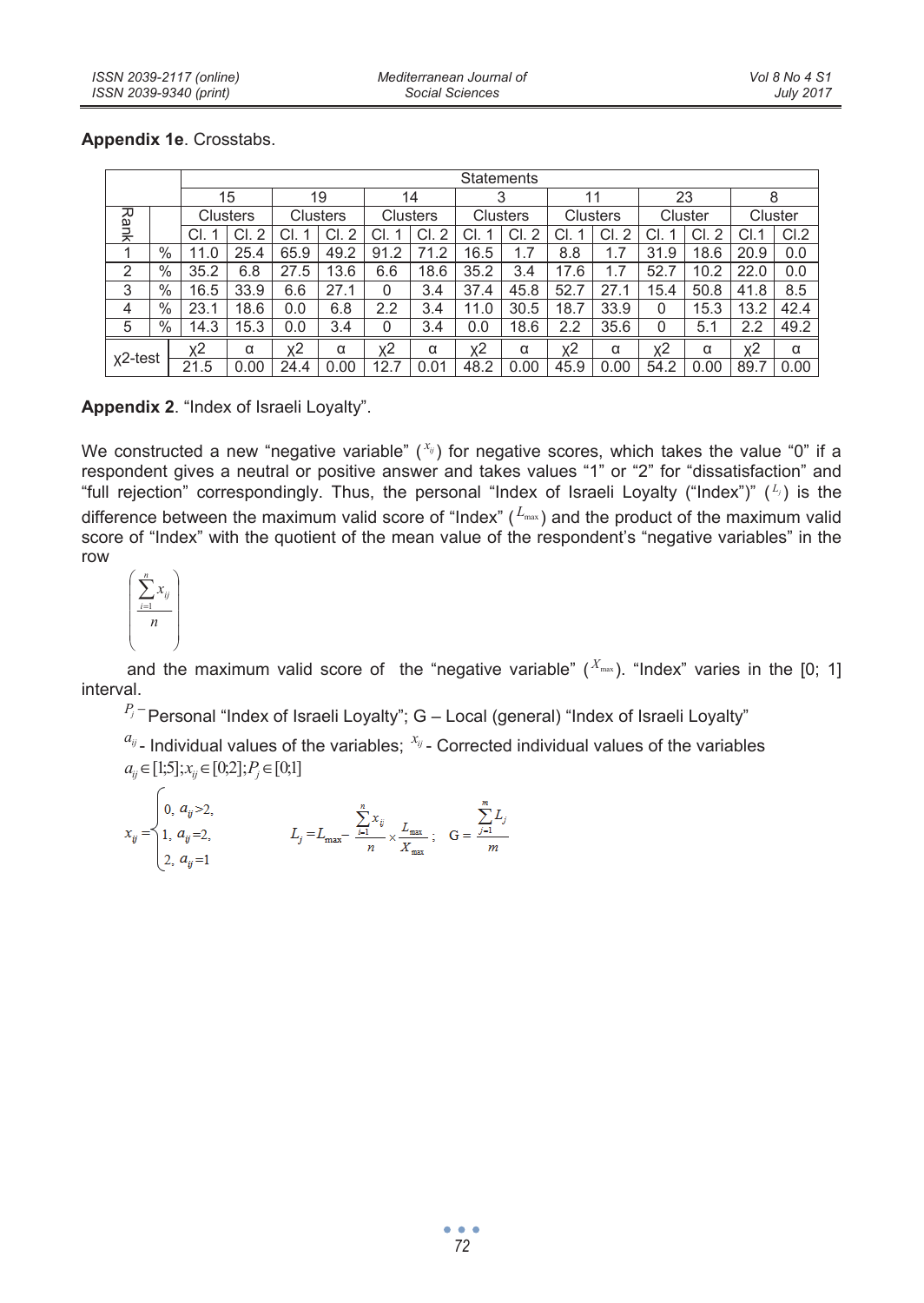**Appendix 1e**. Crosstabs.

| | | Statements | | | | | | | | | | | | | |
|---|---|---|---|---|---|---|---|---|---|---|---|---|---|---|---|
| | | 15 | | 19 | | 14 | | 3 | | 11 | | 23 | | 8 | |
| Rank | | Clusters | | Clusters | | Clusters | | Clusters | | Clusters | | Cluster | | Cluster | |
| | | Cl. 1 | Cl. 2 | Cl. 1 | Cl. 2 | Cl. 1 | Cl. 2 | Cl. 1 | Cl. 2 | Cl. 1 | Cl. 2 | Cl. 1 | Cl. 2 | Cl.1 | Cl.2 |
| 1 | % | 11.0 | 25.4 | 65.9 | 49.2 | 91.2 | 71.2 | 16.5 | 1.7 | 8.8 | 1.7 | 31.9 | 18.6 | 20.9 | 0.0 |
| 2 | % | 35.2 | 6.8 | 27.5 | 13.6 | 6.6 | 18.6 | 35.2 | 3.4 | 17.6 | 1.7 | 52.7 | 10.2 | 22.0 | 0.0 |
| 3 | % | 16.5 | 33.9 | 6.6 | 27.1 | 0 | 3.4 | 37.4 | 45.8 | 52.7 | 27.1 | 15.4 | 50.8 | 41.8 | 8.5 |
| 4 | % | 23.1 | 18.6 | 0.0 | 6.8 | 2.2 | 3.4 | 11.0 | 30.5 | 18.7 | 33.9 | 0 | 15.3 | 13.2 | 42.4 |
| 5 | % | 14.3 | 15.3 | 0.0 | 3.4 | 0 | 3.4 | 0.0 | 18.6 | 2.2 | 35.6 | 0 | 5.1 | 2.2 | 49.2 |
| χ2-test | | χ2 | α | χ2 | α | χ2 | α | χ2 | α | χ2 | α | χ2 | α | χ2 | α |
| | | 21.5 | 0.00 | 24.4 | 0.00 | 12.7 | 0.01 | 48.2 | 0.00 | 45.9 | 0.00 | 54.2 | 0.00 | 89.7 | 0.00 |

**Appendix 2**. "Index of Israeli Loyalty".

We constructed a new "negative variable" ($x_{ij}$) for negative scores, which takes the value "0" if a respondent gives a neutral or positive answer and takes values "1" or "2" for "dissatisfaction" and "full rejection" correspondingly. Thus, the personal "Index of Israeli Loyalty ("Index")" ($L_j$) is the difference between the maximum valid score of "Index" ($L_{\max}$) and the product of the maximum valid score of "Index" with the quotient of the mean value of the respondent's "negative variables" in the row

$$\left( \frac{\sum_{i=1}^{n} x_{ij}}{n} \right)$$

and the maximum valid score of the "negative variable" ($X_{\max}$). "Index" varies in the [0; 1] interval.

$P_j$ – Personal "Index of Israeli Loyalty"; G – Local (general) "Index of Israeli Loyalty"

$a_{ij}$ - Individual values of the variables; $x_{ij}$ - Corrected individual values of the variables

$a_{ij} \in [1;5]; x_{ij} \in [0;2]; P_j \in [0;1]$

$$x_{ij} = \begin{cases} 0, & a_{ij} > 2, \\ 1, & a_{ij} = 2, \\ 2, & a_{ij} = 1 \end{cases} \qquad L_j = L_{\max} - \frac{\sum_{i=1}^{n} x_{ij}}{n} \times \frac{L_{\max}}{X_{\max}}; \quad G = \frac{\sum_{j=1}^{m} L_j}{m}$$